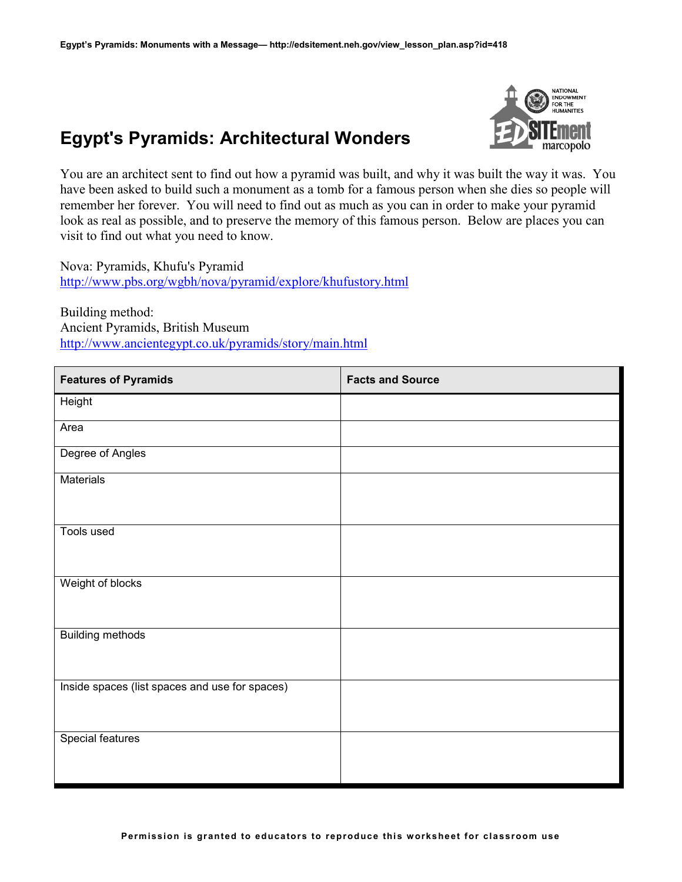# Egypt's Pyramids: Architectural Wonders

You are an architect sent to find out how a pyramid was built, and why it was built the way it was. You have been asked to build such a monument as a tomb for a famous person when she dies so people will remember her forever. You will need to find out as much as you can in order to make your pyramid look as real as possible, and to preserve the memory of this famous person. Below are places you can visit to find out what you need to know.

Nova: Pyramids, Khufu's Pyramid
http://www.pbs.org/wgbh/nova/pyramid/explore/khufustory.html

Building method:
Ancient Pyramids, British Museum
http://www.ancientegypt.co.uk/pyramids/story/main.html

| Features of Pyramids | Facts and Source |
|---|---|
| Height | |
| Area | |
| Degree of Angles | |
| Materials | |
| Tools used | |
| Weight of blocks | |
| Building methods | |
| Inside spaces (list spaces and use for spaces) | |
| Special features | |

**Permission is granted to educators to reproduce this worksheet for classroom use**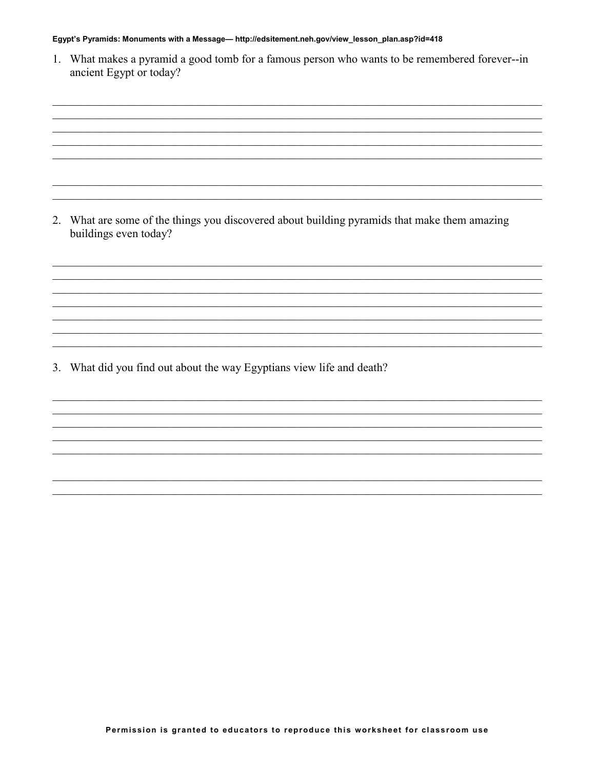1. What makes a pyramid a good tomb for a famous person who wants to be remembered forever--in ancient Egypt or today?

2. What are some of the things you discovered about building pyramids that make them amazing buildings even today?

3. What did you find out about the way Egyptians view life and death?